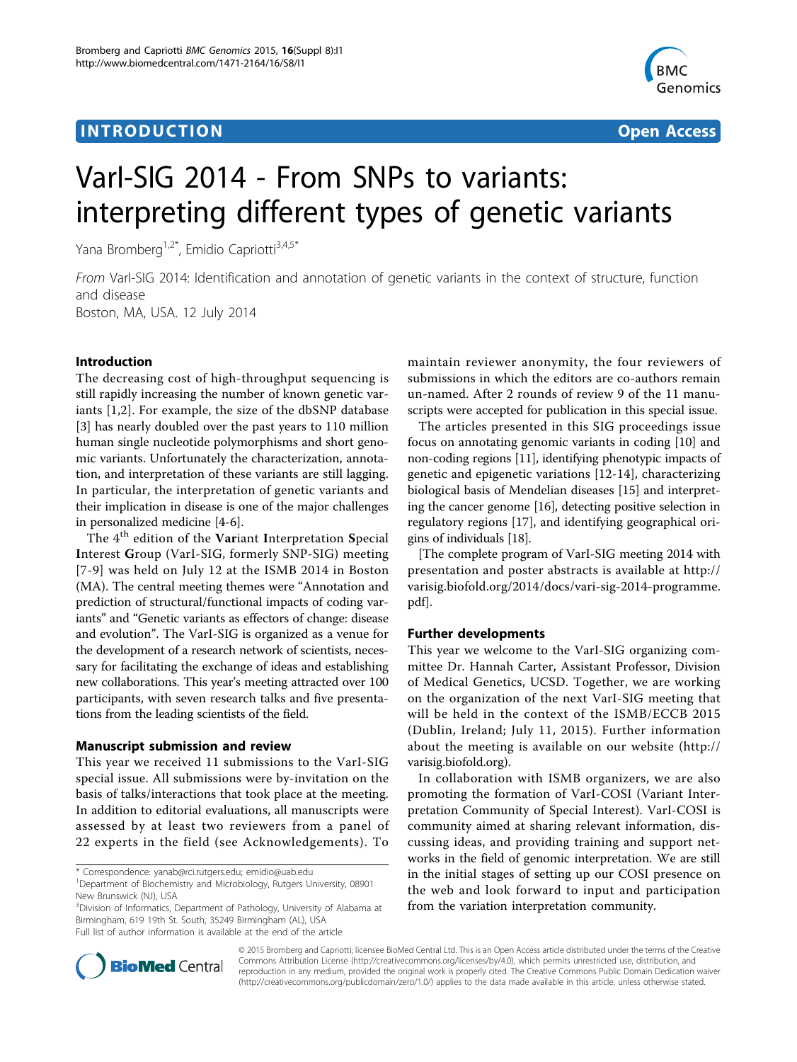INTRODUCTION

Open Access

# VarI-SIG 2014 - From SNPs to variants: interpreting different types of genetic variants

Yana Bromberg[1,2*], Emidio Capriotti[3,4,5*]

*From* VarI-SIG 2014: Identification and annotation of genetic variants in the context of structure, function and disease
Boston, MA, USA. 12 July 2014

## Introduction

The decreasing cost of high-throughput sequencing is still rapidly increasing the number of known genetic variants [1,2]. For example, the size of the dbSNP database [3] has nearly doubled over the past years to 110 million human single nucleotide polymorphisms and short genomic variants. Unfortunately the characterization, annotation, and interpretation of these variants are still lagging. In particular, the interpretation of genetic variants and their implication in disease is one of the major challenges in personalized medicine [4-6].

The 4th edition of the **Var**iant **I**nterpretation **S**pecial **I**nterest **G**roup (VarI-SIG, formerly SNP-SIG) meeting [7-9] was held on July 12 at the ISMB 2014 in Boston (MA). The central meeting themes were "Annotation and prediction of structural/functional impacts of coding variants" and "Genetic variants as effectors of change: disease and evolution". The VarI-SIG is organized as a venue for the development of a research network of scientists, necessary for facilitating the exchange of ideas and establishing new collaborations. This year's meeting attracted over 100 participants, with seven research talks and five presentations from the leading scientists of the field.

## Manuscript submission and review

This year we received 11 submissions to the VarI-SIG special issue. All submissions were by-invitation on the basis of talks/interactions that took place at the meeting. In addition to editorial evaluations, all manuscripts were assessed by at least two reviewers from a panel of 22 experts in the field (see Acknowledgements). To maintain reviewer anonymity, the four reviewers of submissions in which the editors are co-authors remain un-named. After 2 rounds of review 9 of the 11 manuscripts were accepted for publication in this special issue.

The articles presented in this SIG proceedings issue focus on annotating genomic variants in coding [10] and non-coding regions [11], identifying phenotypic impacts of genetic and epigenetic variations [12-14], characterizing biological basis of Mendelian diseases [15] and interpreting the cancer genome [16], detecting positive selection in regulatory regions [17], and identifying geographical origins of individuals [18].

[The complete program of VarI-SIG meeting 2014 with presentation and poster abstracts is available at http://varisig.biofold.org/2014/docs/vari-sig-2014-programme.pdf].

## Further developments

This year we welcome to the VarI-SIG organizing committee Dr. Hannah Carter, Assistant Professor, Division of Medical Genetics, UCSD. Together, we are working on the organization of the next VarI-SIG meeting that will be held in the context of the ISMB/ECCB 2015 (Dublin, Ireland; July 11, 2015). Further information about the meeting is available on our website (http://varisig.biofold.org).

In collaboration with ISMB organizers, we are also promoting the formation of VarI-COSI (Variant Interpretation Community of Special Interest). VarI-COSI is community aimed at sharing relevant information, discussing ideas, and providing training and support networks in the field of genomic interpretation. We are still in the initial stages of setting up our COSI presence on the web and look forward to input and participation from the variation interpretation community.

\* Correspondence: yanab@rci.rutgers.edu; emidio@uab.edu
[1]Department of Biochemistry and Microbiology, Rutgers University, 08901 New Brunswick (NJ), USA
[3]Division of Informatics, Department of Pathology, University of Alabama at Birmingham, 619 19th St. South, 35249 Birmingham (AL), USA
Full list of author information is available at the end of the article

© 2015 Bromberg and Capriotti; licensee BioMed Central Ltd. This is an Open Access article distributed under the terms of the Creative Commons Attribution License (http://creativecommons.org/licenses/by/4.0), which permits unrestricted use, distribution, and reproduction in any medium, provided the original work is properly cited. The Creative Commons Public Domain Dedication waiver (http://creativecommons.org/publicdomain/zero/1.0/) applies to the data made available in this article, unless otherwise stated.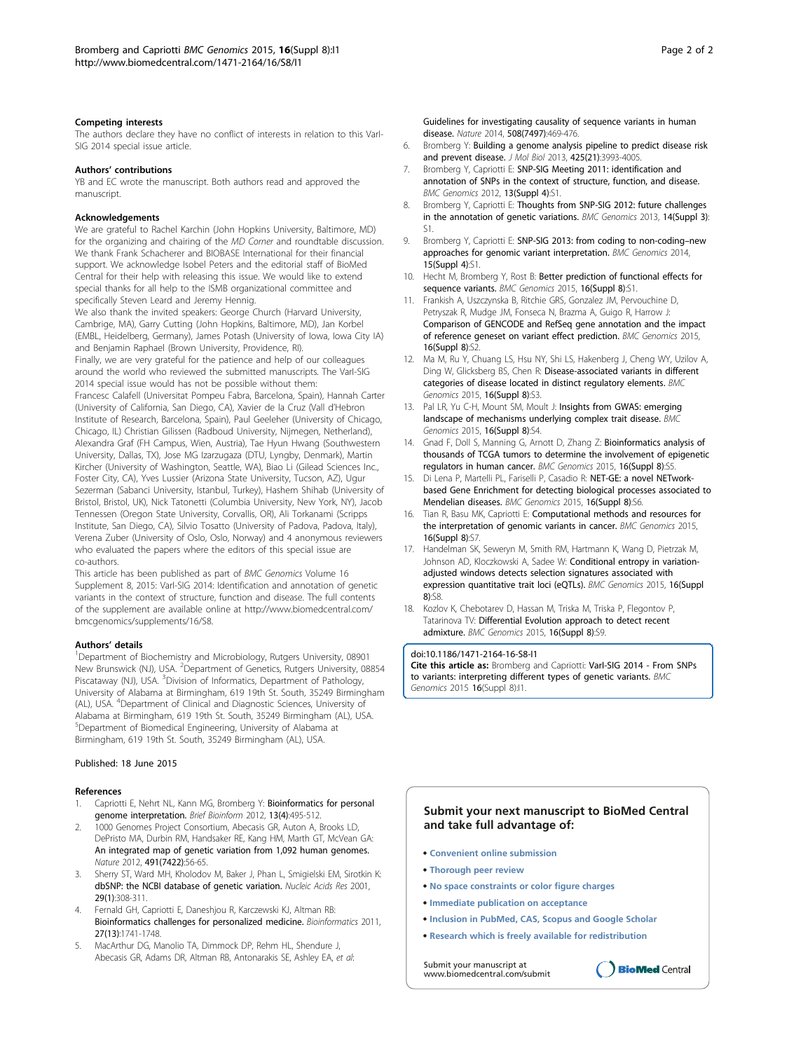### Competing interests

The authors declare they have no conflict of interests in relation to this VarI-SIG 2014 special issue article.

### Authors' contributions

YB and EC wrote the manuscript. Both authors read and approved the manuscript.

### Acknowledgements

We are grateful to Rachel Karchin (John Hopkins University, Baltimore, MD) for the organizing and chairing of the *MD Corner* and roundtable discussion. We thank Frank Schacherer and BIOBASE International for their financial support. We acknowledge Isobel Peters and the editorial staff of BioMed Central for their help with releasing this issue. We would like to extend special thanks for all help to the ISMB organizational committee and specifically Steven Leard and Jeremy Hennig.

We also thank the invited speakers: George Church (Harvard University, Cambrige, MA), Garry Cutting (John Hopkins, Baltimore, MD), Jan Korbel (EMBL, Heidelberg, Germany), James Potash (University of Iowa, Iowa City IA) and Benjamin Raphael (Brown University, Providence, RI).

Finally, we are very grateful for the patience and help of our colleagues around the world who reviewed the submitted manuscripts. The VarI-SIG 2014 special issue would has not be possible without them:

Francesc Calafell (Universitat Pompeu Fabra, Barcelona, Spain), Hannah Carter (University of California, San Diego, CA), Xavier de la Cruz (Vall d'Hebron Institute of Research, Barcelona, Spain), Paul Geeleher (University of Chicago, Chicago, IL) Christian Gilissen (Radboud University, Nijmegen, Netherland), Alexandra Graf (FH Campus, Wien, Austria), Tae Hyun Hwang (Southwestern University, Dallas, TX), Jose MG Izarzugaza (DTU, Lyngby, Denmark), Martin Kircher (University of Washington, Seattle, WA), Biao Li (Gilead Sciences Inc., Foster City, CA), Yves Lussier (Arizona State University, Tucson, AZ), Ugur Sezerman (Sabanci University, Istanbul, Turkey), Hashem Shihab (University of Bristol, Bristol, UK), Nick Tatonetti (Columbia University, New York, NY), Jacob Tennessen (Oregon State University, Corvallis, OR), Ali Torkanami (Scripps Institute, San Diego, CA), Silvio Tosatto (University of Padova, Padova, Italy), Verena Zuber (University of Oslo, Oslo, Norway) and 4 anonymous reviewers who evaluated the papers where the editors of this special issue are co-authors.

This article has been published as part of *BMC Genomics* Volume 16 Supplement 8, 2015: VarI-SIG 2014: Identification and annotation of genetic variants in the context of structure, function and disease. The full contents of the supplement are available online at http://www.biomedcentral.com/bmcgenomics/supplements/16/S8.

### Authors' details

[1]Department of Biochemistry and Microbiology, Rutgers University, 08901 New Brunswick (NJ), USA. [2]Department of Genetics, Rutgers University, 08854 Piscataway (NJ), USA. [3]Division of Informatics, Department of Pathology, University of Alabama at Birmingham, 619 19th St. South, 35249 Birmingham (AL), USA. [4]Department of Clinical and Diagnostic Sciences, University of Alabama at Birmingham, 619 19th St. South, 35249 Birmingham (AL), USA. [5]Department of Biomedical Engineering, University of Alabama at Birmingham, 619 19th St. South, 35249 Birmingham (AL), USA.

Published: 18 June 2015

### References

1. Capriotti E, Nehrt NL, Kann MG, Bromberg Y: **Bioinformatics for personal genome interpretation.** *Brief Bioinform* 2012, **13(4)**:495-512.
2. 1000 Genomes Project Consortium, Abecasis GR, Auton A, Brooks LD, DePristo MA, Durbin RM, Handsaker RE, Kang HM, Marth GT, McVean GA: **An integrated map of genetic variation from 1,092 human genomes.** *Nature* 2012, **491(7422)**:56-65.
3. Sherry ST, Ward MH, Kholodov M, Baker J, Phan L, Smigielski EM, Sirotkin K: **dbSNP: the NCBI database of genetic variation.** *Nucleic Acids Res* 2001, **29(1)**:308-311.
4. Fernald GH, Capriotti E, Daneshjou R, Karczewski KJ, Altman RB: **Bioinformatics challenges for personalized medicine.** *Bioinformatics* 2011, **27(13)**:1741-1748.
5. MacArthur DG, Manolio TA, Dimmock DP, Rehm HL, Shendure J, Abecasis GR, Adams DR, Altman RB, Antonarakis SE, Ashley EA, *et al*: **Guidelines for investigating causality of sequence variants in human disease.** *Nature* 2014, **508(7497)**:469-476.
6. Bromberg Y: **Building a genome analysis pipeline to predict disease risk and prevent disease.** *J Mol Biol* 2013, **425(21)**:3993-4005.
7. Bromberg Y, Capriotti E: **SNP-SIG Meeting 2011: identification and annotation of SNPs in the context of structure, function, and disease.** *BMC Genomics* 2012, **13(Suppl 4)**:S1.
8. Bromberg Y, Capriotti E: **Thoughts from SNP-SIG 2012: future challenges in the annotation of genetic variations.** *BMC Genomics* 2013, **14(Suppl 3)**:S1.
9. Bromberg Y, Capriotti E: **SNP-SIG 2013: from coding to non-coding–new approaches for genomic variant interpretation.** *BMC Genomics* 2014, **15(Suppl 4)**:S1.
10. Hecht M, Bromberg Y, Rost B: **Better prediction of functional effects for sequence variants.** *BMC Genomics* 2015, **16(Suppl 8)**:S1.
11. Frankish A, Uszczynska B, Ritchie GRS, Gonzalez JM, Pervouchine D, Petryszak R, Mudge JM, Fonseca N, Brazma A, Guigo R, Harrow J: **Comparison of GENCODE and RefSeq gene annotation and the impact of reference geneset on variant effect prediction.** *BMC Genomics* 2015, **16(Suppl 8)**:S2.
12. Ma M, Ru Y, Chuang LS, Hsu NY, Shi LS, Hakenberg J, Cheng WY, Uzilov A, Ding W, Glicksberg BS, Chen R: **Disease-associated variants in different categories of disease located in distinct regulatory elements.** *BMC Genomics* 2015, **16(Suppl 8)**:S3.
13. Pal LR, Yu C-H, Mount SM, Moult J: **Insights from GWAS: emerging landscape of mechanisms underlying complex trait disease.** *BMC Genomics* 2015, **16(Suppl 8)**:S4.
14. Gnad F, Doll S, Manning G, Arnott D, Zhang Z: **Bioinformatics analysis of thousands of TCGA tumors to determine the involvement of epigenetic regulators in human cancer.** *BMC Genomics* 2015, **16(Suppl 8)**:S5.
15. Di Lena P, Martelli PL, Fariselli P, Casadio R: **NET-GE: a novel NETwork-based Gene Enrichment for detecting biological processes associated to Mendelian diseases.** *BMC Genomics* 2015, **16(Suppl 8)**:S6.
16. Tian R, Basu MK, Capriotti E: **Computational methods and resources for the interpretation of genomic variants in cancer.** *BMC Genomics* 2015, **16(Suppl 8)**:S7.
17. Handelman SK, Seweryn M, Smith RM, Hartmann K, Wang D, Pietrzak M, Johnson AD, Kloczkowski A, Sadee W: **Conditional entropy in variation-adjusted windows detects selection signatures associated with expression quantitative trait loci (eQTLs).** *BMC Genomics* 2015, **16(Suppl 8)**:S8.
18. Kozlov K, Chebotarev D, Hassan M, Triska M, Triska P, Flegontov P, Tatarinova TV: **Differential Evolution approach to detect recent admixture.** *BMC Genomics* 2015, **16(Suppl 8)**:S9.

doi:10.1186/1471-2164-16-S8-I1

**Cite this article as:** Bromberg and Capriotti: VarI-SIG 2014 - From SNPs to variants: interpreting different types of genetic variants. *BMC Genomics* 2015 **16**(Suppl 8):I1.

**Submit your next manuscript to BioMed Central and take full advantage of:**

- Convenient online submission
- Thorough peer review
- No space constraints or color figure charges
- Immediate publication on acceptance
- Inclusion in PubMed, CAS, Scopus and Google Scholar
- Research which is freely available for redistribution

Submit your manuscript at www.biomedcentral.com/submit

BioMed Central